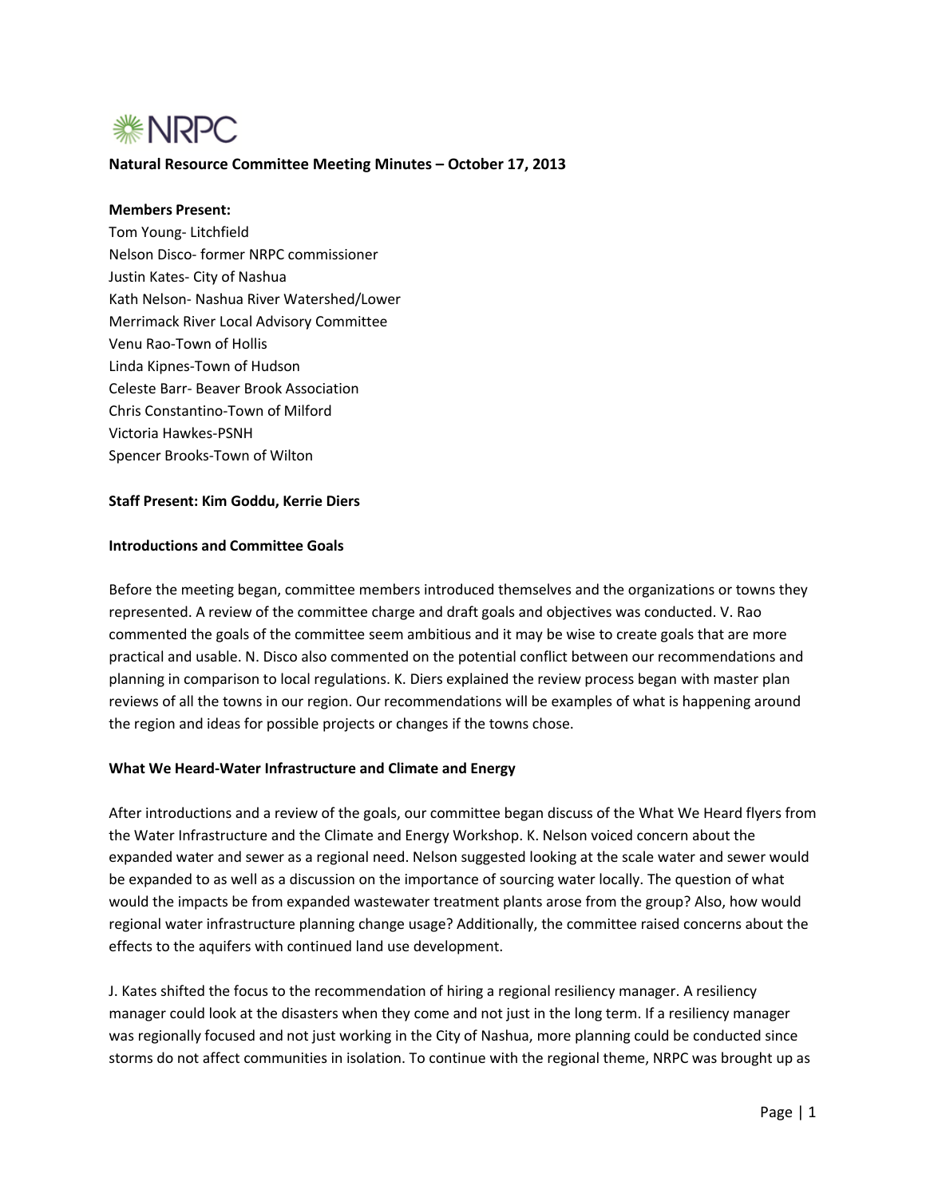NRPC

**Natural Resource Committee Meeting Minutes – October 17, 2013**

**Members Present:**

Tom Young- Litchfield
Nelson Disco- former NRPC commissioner
Justin Kates- City of Nashua
Kath Nelson- Nashua River Watershed/Lower Merrimack River Local Advisory Committee
Venu Rao-Town of Hollis
Linda Kipnes-Town of Hudson
Celeste Barr- Beaver Brook Association
Chris Constantino-Town of Milford
Victoria Hawkes-PSNH
Spencer Brooks-Town of Wilton

**Staff Present: Kim Goddu, Kerrie Diers**

**Introductions and Committee Goals**

Before the meeting began, committee members introduced themselves and the organizations or towns they represented. A review of the committee charge and draft goals and objectives was conducted. V. Rao commented the goals of the committee seem ambitious and it may be wise to create goals that are more practical and usable. N. Disco also commented on the potential conflict between our recommendations and planning in comparison to local regulations. K. Diers explained the review process began with master plan reviews of all the towns in our region. Our recommendations will be examples of what is happening around the region and ideas for possible projects or changes if the towns chose.

**What We Heard-Water Infrastructure and Climate and Energy**

After introductions and a review of the goals, our committee began discuss of the What We Heard flyers from the Water Infrastructure and the Climate and Energy Workshop. K. Nelson voiced concern about the expanded water and sewer as a regional need. Nelson suggested looking at the scale water and sewer would be expanded to as well as a discussion on the importance of sourcing water locally. The question of what would the impacts be from expanded wastewater treatment plants arose from the group? Also, how would regional water infrastructure planning change usage? Additionally, the committee raised concerns about the effects to the aquifers with continued land use development.

J. Kates shifted the focus to the recommendation of hiring a regional resiliency manager. A resiliency manager could look at the disasters when they come and not just in the long term. If a resiliency manager was regionally focused and not just working in the City of Nashua, more planning could be conducted since storms do not affect communities in isolation. To continue with the regional theme, NRPC was brought up as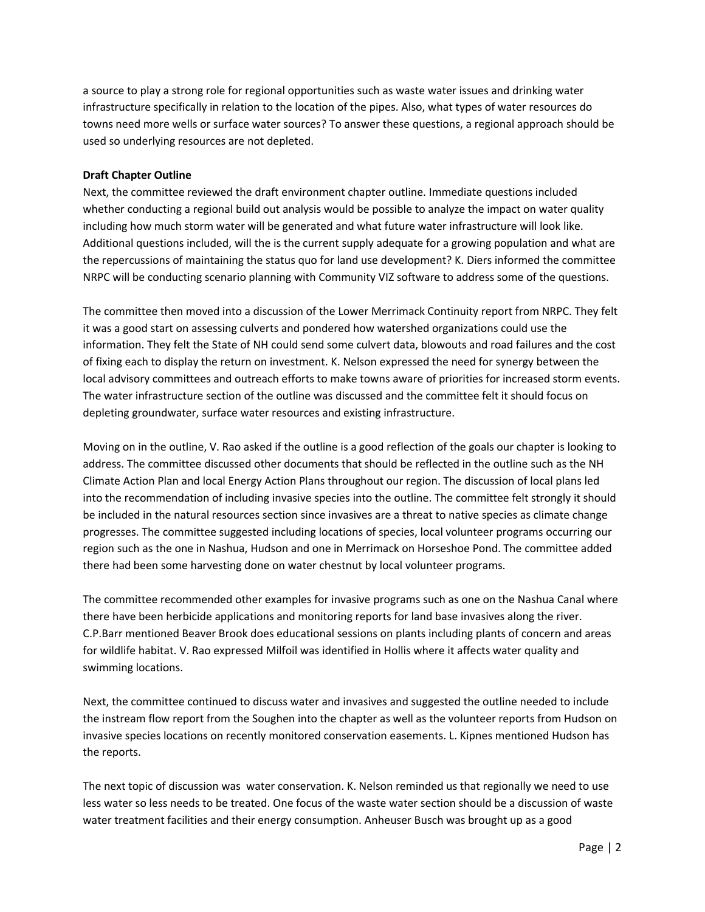a source to play a strong role for regional opportunities such as waste water issues and drinking water infrastructure specifically in relation to the location of the pipes. Also, what types of water resources do towns need more wells or surface water sources? To answer these questions, a regional approach should be used so underlying resources are not depleted.

**Draft Chapter Outline**

Next, the committee reviewed the draft environment chapter outline. Immediate questions included whether conducting a regional build out analysis would be possible to analyze the impact on water quality including how much storm water will be generated and what future water infrastructure will look like. Additional questions included, will the is the current supply adequate for a growing population and what are the repercussions of maintaining the status quo for land use development? K. Diers informed the committee NRPC will be conducting scenario planning with Community VIZ software to address some of the questions.

The committee then moved into a discussion of the Lower Merrimack Continuity report from NRPC. They felt it was a good start on assessing culverts and pondered how watershed organizations could use the information. They felt the State of NH could send some culvert data, blowouts and road failures and the cost of fixing each to display the return on investment. K. Nelson expressed the need for synergy between the local advisory committees and outreach efforts to make towns aware of priorities for increased storm events. The water infrastructure section of the outline was discussed and the committee felt it should focus on depleting groundwater, surface water resources and existing infrastructure.

Moving on in the outline, V. Rao asked if the outline is a good reflection of the goals our chapter is looking to address. The committee discussed other documents that should be reflected in the outline such as the NH Climate Action Plan and local Energy Action Plans throughout our region. The discussion of local plans led into the recommendation of including invasive species into the outline. The committee felt strongly it should be included in the natural resources section since invasives are a threat to native species as climate change progresses. The committee suggested including locations of species, local volunteer programs occurring our region such as the one in Nashua, Hudson and one in Merrimack on Horseshoe Pond. The committee added there had been some harvesting done on water chestnut by local volunteer programs.

The committee recommended other examples for invasive programs such as one on the Nashua Canal where there have been herbicide applications and monitoring reports for land base invasives along the river. C.P.Barr mentioned Beaver Brook does educational sessions on plants including plants of concern and areas for wildlife habitat. V. Rao expressed Milfoil was identified in Hollis where it affects water quality and swimming locations.

Next, the committee continued to discuss water and invasives and suggested the outline needed to include the instream flow report from the Soughen into the chapter as well as the volunteer reports from Hudson on invasive species locations on recently monitored conservation easements. L. Kipnes mentioned Hudson has the reports.

The next topic of discussion was water conservation. K. Nelson reminded us that regionally we need to use less water so less needs to be treated. One focus of the waste water section should be a discussion of waste water treatment facilities and their energy consumption. Anheuser Busch was brought up as a good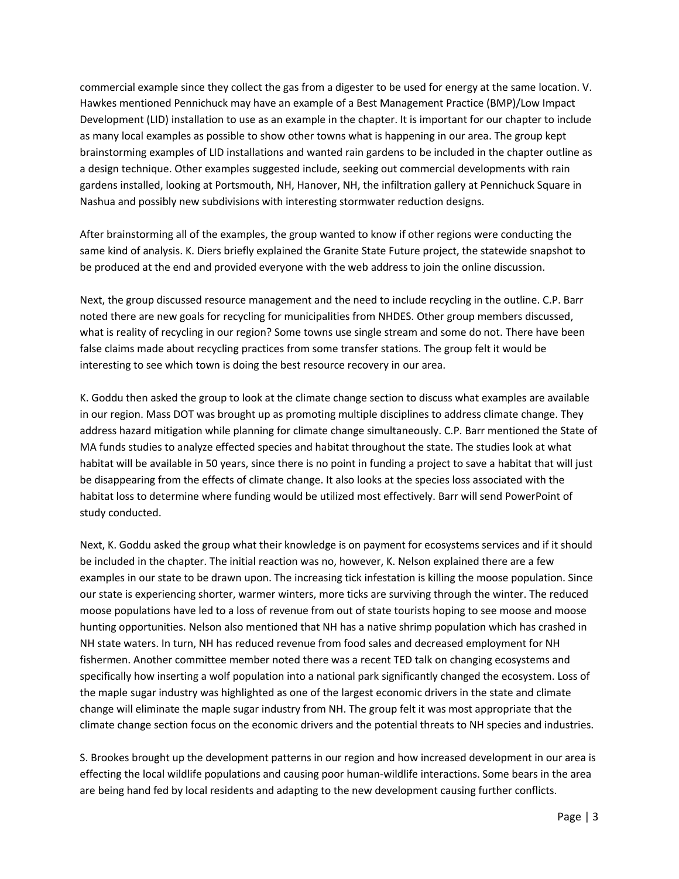commercial example since they collect the gas from a digester to be used for energy at the same location. V. Hawkes mentioned Pennichuck may have an example of a Best Management Practice (BMP)/Low Impact Development (LID) installation to use as an example in the chapter. It is important for our chapter to include as many local examples as possible to show other towns what is happening in our area. The group kept brainstorming examples of LID installations and wanted rain gardens to be included in the chapter outline as a design technique. Other examples suggested include, seeking out commercial developments with rain gardens installed, looking at Portsmouth, NH, Hanover, NH, the infiltration gallery at Pennichuck Square in Nashua and possibly new subdivisions with interesting stormwater reduction designs.

After brainstorming all of the examples, the group wanted to know if other regions were conducting the same kind of analysis. K. Diers briefly explained the Granite State Future project, the statewide snapshot to be produced at the end and provided everyone with the web address to join the online discussion.

Next, the group discussed resource management and the need to include recycling in the outline. C.P. Barr noted there are new goals for recycling for municipalities from NHDES. Other group members discussed, what is reality of recycling in our region? Some towns use single stream and some do not. There have been false claims made about recycling practices from some transfer stations. The group felt it would be interesting to see which town is doing the best resource recovery in our area.

K. Goddu then asked the group to look at the climate change section to discuss what examples are available in our region. Mass DOT was brought up as promoting multiple disciplines to address climate change. They address hazard mitigation while planning for climate change simultaneously. C.P. Barr mentioned the State of MA funds studies to analyze effected species and habitat throughout the state. The studies look at what habitat will be available in 50 years, since there is no point in funding a project to save a habitat that will just be disappearing from the effects of climate change. It also looks at the species loss associated with the habitat loss to determine where funding would be utilized most effectively. Barr will send PowerPoint of study conducted.

Next, K. Goddu asked the group what their knowledge is on payment for ecosystems services and if it should be included in the chapter. The initial reaction was no, however, K. Nelson explained there are a few examples in our state to be drawn upon. The increasing tick infestation is killing the moose population. Since our state is experiencing shorter, warmer winters, more ticks are surviving through the winter. The reduced moose populations have led to a loss of revenue from out of state tourists hoping to see moose and moose hunting opportunities. Nelson also mentioned that NH has a native shrimp population which has crashed in NH state waters. In turn, NH has reduced revenue from food sales and decreased employment for NH fishermen. Another committee member noted there was a recent TED talk on changing ecosystems and specifically how inserting a wolf population into a national park significantly changed the ecosystem. Loss of the maple sugar industry was highlighted as one of the largest economic drivers in the state and climate change will eliminate the maple sugar industry from NH. The group felt it was most appropriate that the climate change section focus on the economic drivers and the potential threats to NH species and industries.

S. Brookes brought up the development patterns in our region and how increased development in our area is effecting the local wildlife populations and causing poor human-wildlife interactions. Some bears in the area are being hand fed by local residents and adapting to the new development causing further conflicts.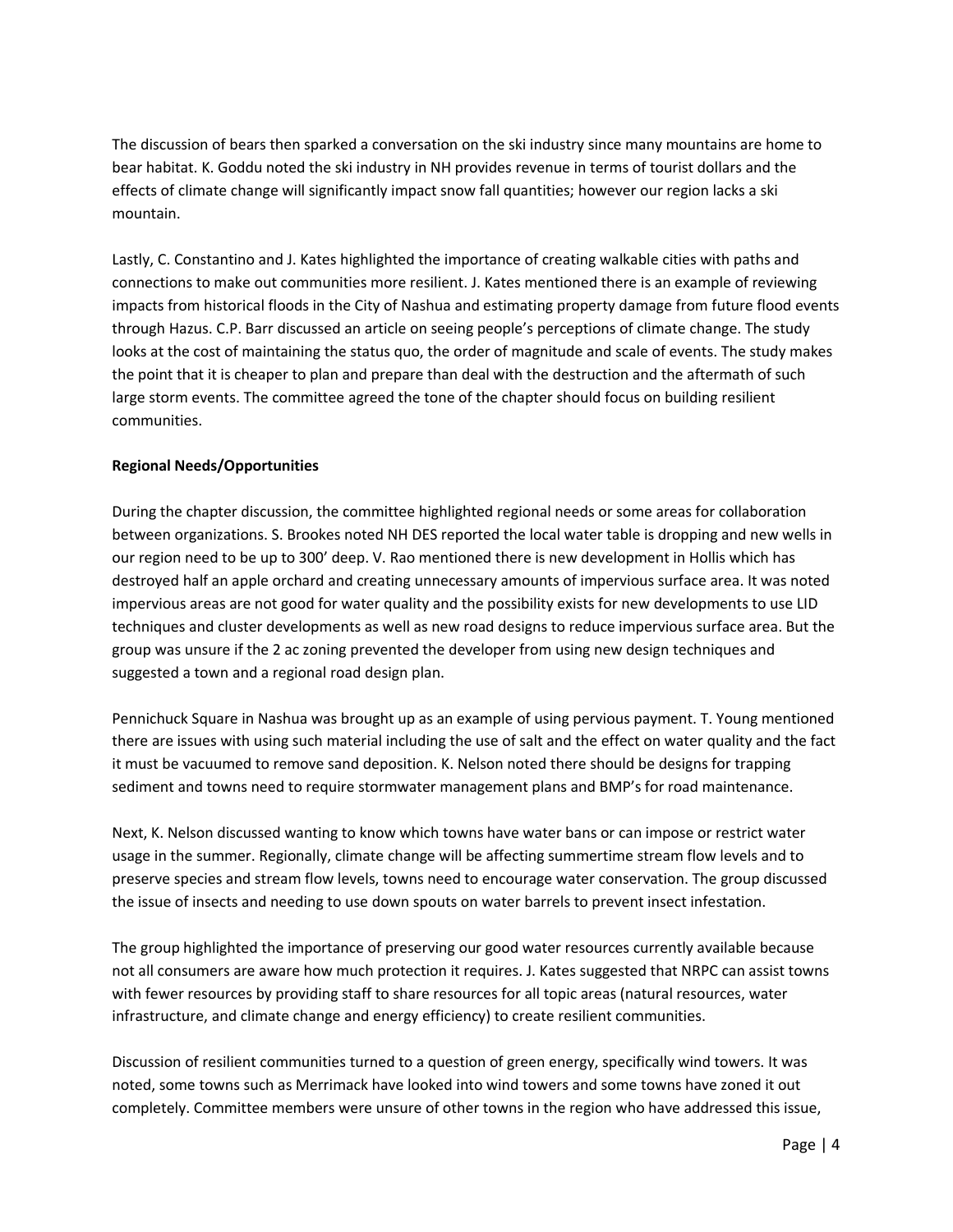The discussion of bears then sparked a conversation on the ski industry since many mountains are home to bear habitat. K. Goddu noted the ski industry in NH provides revenue in terms of tourist dollars and the effects of climate change will significantly impact snow fall quantities; however our region lacks a ski mountain.

Lastly, C. Constantino and J. Kates highlighted the importance of creating walkable cities with paths and connections to make out communities more resilient. J. Kates mentioned there is an example of reviewing impacts from historical floods in the City of Nashua and estimating property damage from future flood events through Hazus. C.P. Barr discussed an article on seeing people's perceptions of climate change. The study looks at the cost of maintaining the status quo, the order of magnitude and scale of events. The study makes the point that it is cheaper to plan and prepare than deal with the destruction and the aftermath of such large storm events. The committee agreed the tone of the chapter should focus on building resilient communities.

**Regional Needs/Opportunities**

During the chapter discussion, the committee highlighted regional needs or some areas for collaboration between organizations. S. Brookes noted NH DES reported the local water table is dropping and new wells in our region need to be up to 300' deep. V. Rao mentioned there is new development in Hollis which has destroyed half an apple orchard and creating unnecessary amounts of impervious surface area. It was noted impervious areas are not good for water quality and the possibility exists for new developments to use LID techniques and cluster developments as well as new road designs to reduce impervious surface area. But the group was unsure if the 2 ac zoning prevented the developer from using new design techniques and suggested a town and a regional road design plan.

Pennichuck Square in Nashua was brought up as an example of using pervious payment. T. Young mentioned there are issues with using such material including the use of salt and the effect on water quality and the fact it must be vacuumed to remove sand deposition. K. Nelson noted there should be designs for trapping sediment and towns need to require stormwater management plans and BMP's for road maintenance.

Next, K. Nelson discussed wanting to know which towns have water bans or can impose or restrict water usage in the summer. Regionally, climate change will be affecting summertime stream flow levels and to preserve species and stream flow levels, towns need to encourage water conservation. The group discussed the issue of insects and needing to use down spouts on water barrels to prevent insect infestation.

The group highlighted the importance of preserving our good water resources currently available because not all consumers are aware how much protection it requires. J. Kates suggested that NRPC can assist towns with fewer resources by providing staff to share resources for all topic areas (natural resources, water infrastructure, and climate change and energy efficiency) to create resilient communities.

Discussion of resilient communities turned to a question of green energy, specifically wind towers. It was noted, some towns such as Merrimack have looked into wind towers and some towns have zoned it out completely. Committee members were unsure of other towns in the region who have addressed this issue,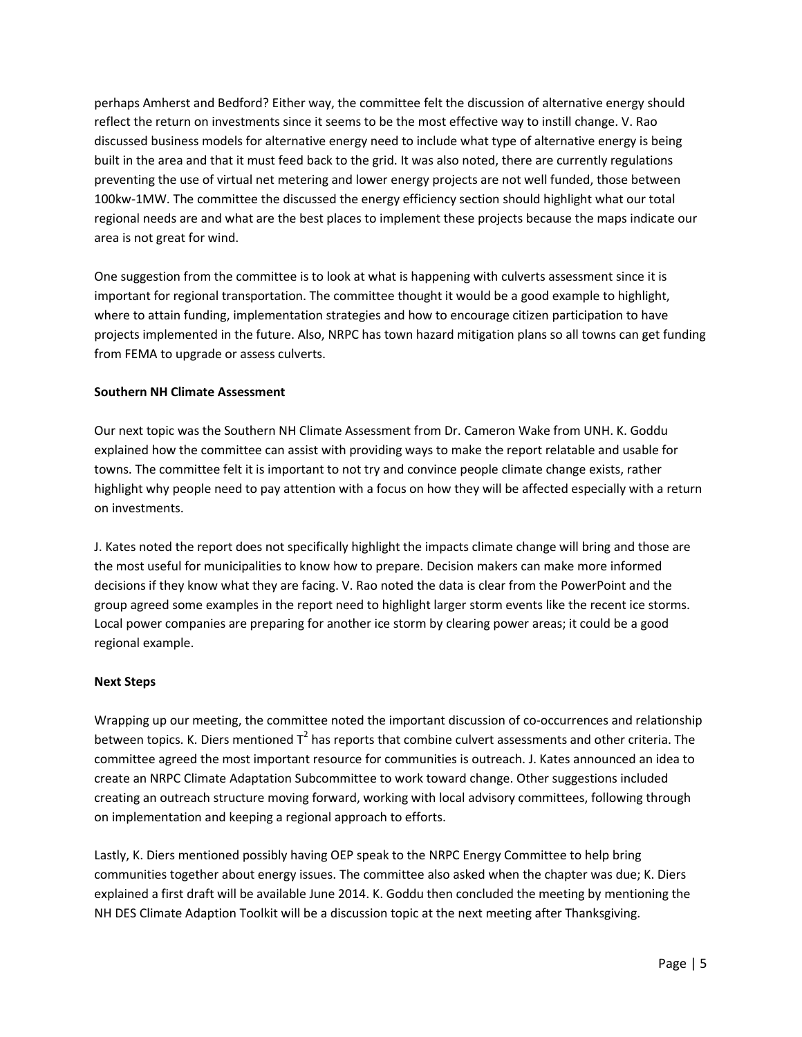perhaps Amherst and Bedford? Either way, the committee felt the discussion of alternative energy should reflect the return on investments since it seems to be the most effective way to instill change. V. Rao discussed business models for alternative energy need to include what type of alternative energy is being built in the area and that it must feed back to the grid. It was also noted, there are currently regulations preventing the use of virtual net metering and lower energy projects are not well funded, those between 100kw-1MW. The committee the discussed the energy efficiency section should highlight what our total regional needs are and what are the best places to implement these projects because the maps indicate our area is not great for wind.

One suggestion from the committee is to look at what is happening with culverts assessment since it is important for regional transportation. The committee thought it would be a good example to highlight, where to attain funding, implementation strategies and how to encourage citizen participation to have projects implemented in the future. Also, NRPC has town hazard mitigation plans so all towns can get funding from FEMA to upgrade or assess culverts.

**Southern NH Climate Assessment**

Our next topic was the Southern NH Climate Assessment from Dr. Cameron Wake from UNH. K. Goddu explained how the committee can assist with providing ways to make the report relatable and usable for towns. The committee felt it is important to not try and convince people climate change exists, rather highlight why people need to pay attention with a focus on how they will be affected especially with a return on investments.

J. Kates noted the report does not specifically highlight the impacts climate change will bring and those are the most useful for municipalities to know how to prepare. Decision makers can make more informed decisions if they know what they are facing. V. Rao noted the data is clear from the PowerPoint and the group agreed some examples in the report need to highlight larger storm events like the recent ice storms. Local power companies are preparing for another ice storm by clearing power areas; it could be a good regional example.

**Next Steps**

Wrapping up our meeting, the committee noted the important discussion of co-occurrences and relationship between topics. K. Diers mentioned $T^2$ has reports that combine culvert assessments and other criteria. The committee agreed the most important resource for communities is outreach. J. Kates announced an idea to create an NRPC Climate Adaptation Subcommittee to work toward change. Other suggestions included creating an outreach structure moving forward, working with local advisory committees, following through on implementation and keeping a regional approach to efforts.

Lastly, K. Diers mentioned possibly having OEP speak to the NRPC Energy Committee to help bring communities together about energy issues. The committee also asked when the chapter was due; K. Diers explained a first draft will be available June 2014. K. Goddu then concluded the meeting by mentioning the NH DES Climate Adaption Toolkit will be a discussion topic at the next meeting after Thanksgiving.